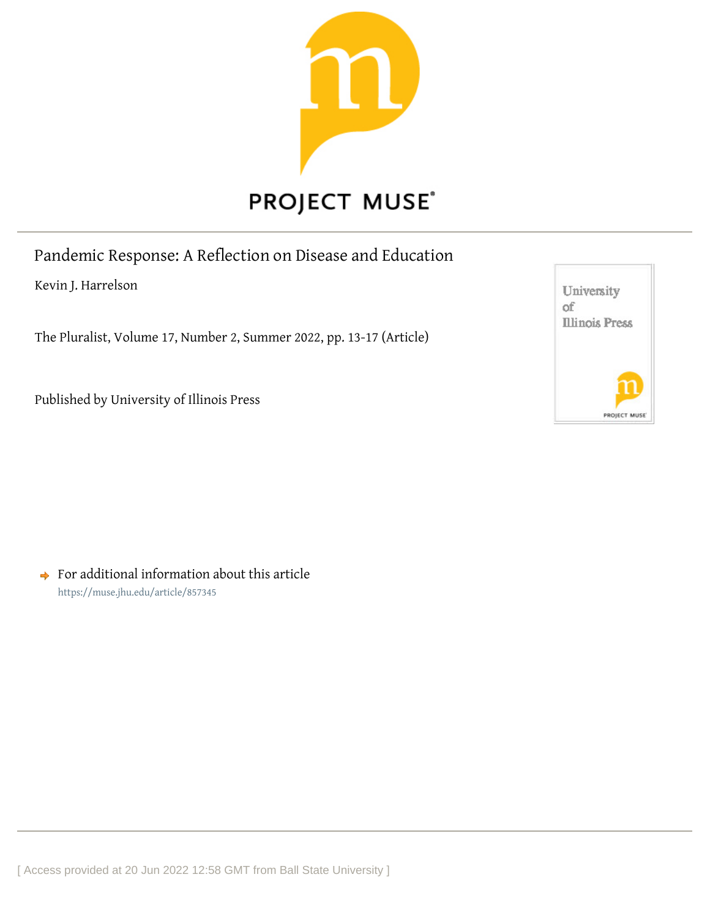PROJECT MUSE®

# Pandemic Response: A Reflection on Disease and Education

Kevin J. Harrelson

The Pluralist, Volume 17, Number 2, Summer 2022, pp. 13-17 (Article)

Published by University of Illinois Press

For additional information about this article
https://muse.jhu.edu/article/857345

[ Access provided at 20 Jun 2022 12:58 GMT from Ball State University ]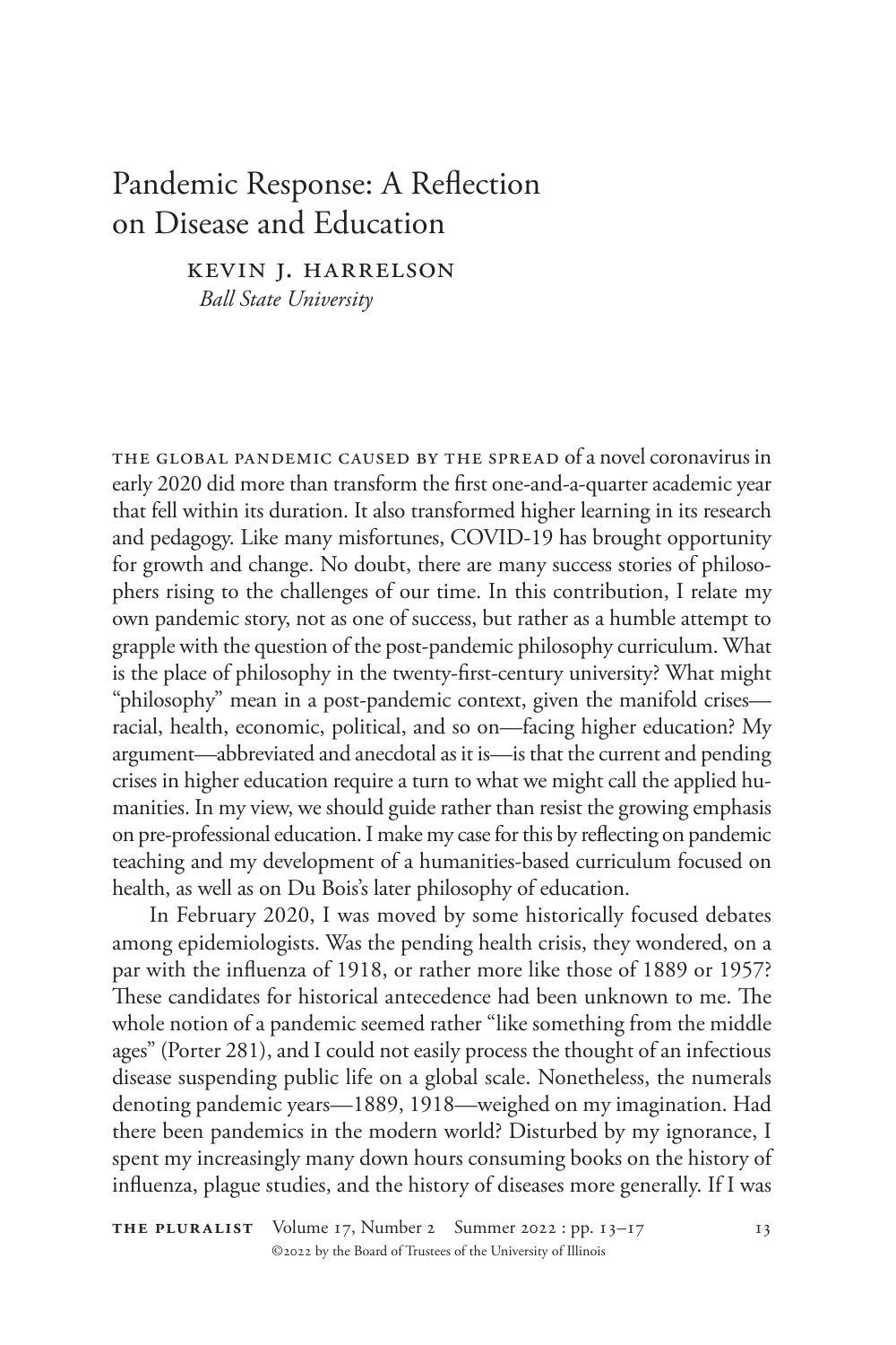# Pandemic Response: A Reflection on Disease and Education

KEVIN J. HARRELSON
*Ball State University*

THE GLOBAL PANDEMIC CAUSED BY THE SPREAD of a novel coronavirus in early 2020 did more than transform the first one-and-a-quarter academic year that fell within its duration. It also transformed higher learning in its research and pedagogy. Like many misfortunes, COVID-19 has brought opportunity for growth and change. No doubt, there are many success stories of philosophers rising to the challenges of our time. In this contribution, I relate my own pandemic story, not as one of success, but rather as a humble attempt to grapple with the question of the post-pandemic philosophy curriculum. What is the place of philosophy in the twenty-first-century university? What might "philosophy" mean in a post-pandemic context, given the manifold crises—racial, health, economic, political, and so on—facing higher education? My argument—abbreviated and anecdotal as it is—is that the current and pending crises in higher education require a turn to what we might call the applied humanities. In my view, we should guide rather than resist the growing emphasis on pre-professional education. I make my case for this by reflecting on pandemic teaching and my development of a humanities-based curriculum focused on health, as well as on Du Bois's later philosophy of education.

In February 2020, I was moved by some historically focused debates among epidemiologists. Was the pending health crisis, they wondered, on a par with the influenza of 1918, or rather more like those of 1889 or 1957? These candidates for historical antecedence had been unknown to me. The whole notion of a pandemic seemed rather "like something from the middle ages" (Porter 281), and I could not easily process the thought of an infectious disease suspending public life on a global scale. Nonetheless, the numerals denoting pandemic years—1889, 1918—weighed on my imagination. Had there been pandemics in the modern world? Disturbed by my ignorance, I spent my increasingly many down hours consuming books on the history of influenza, plague studies, and the history of diseases more generally. If I was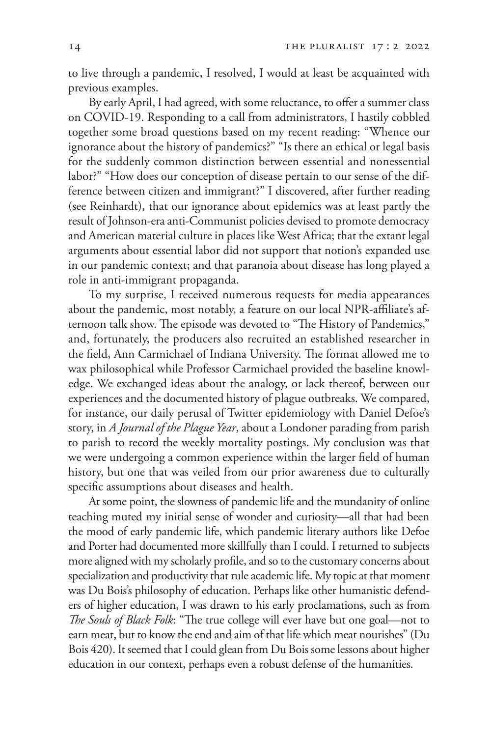to live through a pandemic, I resolved, I would at least be acquainted with previous examples.

By early April, I had agreed, with some reluctance, to offer a summer class on COVID-19. Responding to a call from administrators, I hastily cobbled together some broad questions based on my recent reading: "Whence our ignorance about the history of pandemics?" "Is there an ethical or legal basis for the suddenly common distinction between essential and nonessential labor?" "How does our conception of disease pertain to our sense of the difference between citizen and immigrant?" I discovered, after further reading (see Reinhardt), that our ignorance about epidemics was at least partly the result of Johnson-era anti-Communist policies devised to promote democracy and American material culture in places like West Africa; that the extant legal arguments about essential labor did not support that notion's expanded use in our pandemic context; and that paranoia about disease has long played a role in anti-immigrant propaganda.

To my surprise, I received numerous requests for media appearances about the pandemic, most notably, a feature on our local NPR-affiliate's afternoon talk show. The episode was devoted to "The History of Pandemics," and, fortunately, the producers also recruited an established researcher in the field, Ann Carmichael of Indiana University. The format allowed me to wax philosophical while Professor Carmichael provided the baseline knowledge. We exchanged ideas about the analogy, or lack thereof, between our experiences and the documented history of plague outbreaks. We compared, for instance, our daily perusal of Twitter epidemiology with Daniel Defoe's story, in *A Journal of the Plague Year*, about a Londoner parading from parish to parish to record the weekly mortality postings. My conclusion was that we were undergoing a common experience within the larger field of human history, but one that was veiled from our prior awareness due to culturally specific assumptions about diseases and health.

At some point, the slowness of pandemic life and the mundanity of online teaching muted my initial sense of wonder and curiosity—all that had been the mood of early pandemic life, which pandemic literary authors like Defoe and Porter had documented more skillfully than I could. I returned to subjects more aligned with my scholarly profile, and so to the customary concerns about specialization and productivity that rule academic life. My topic at that moment was Du Bois's philosophy of education. Perhaps like other humanistic defenders of higher education, I was drawn to his early proclamations, such as from *The Souls of Black Folk*: "The true college will ever have but one goal—not to earn meat, but to know the end and aim of that life which meat nourishes" (Du Bois 420). It seemed that I could glean from Du Bois some lessons about higher education in our context, perhaps even a robust defense of the humanities.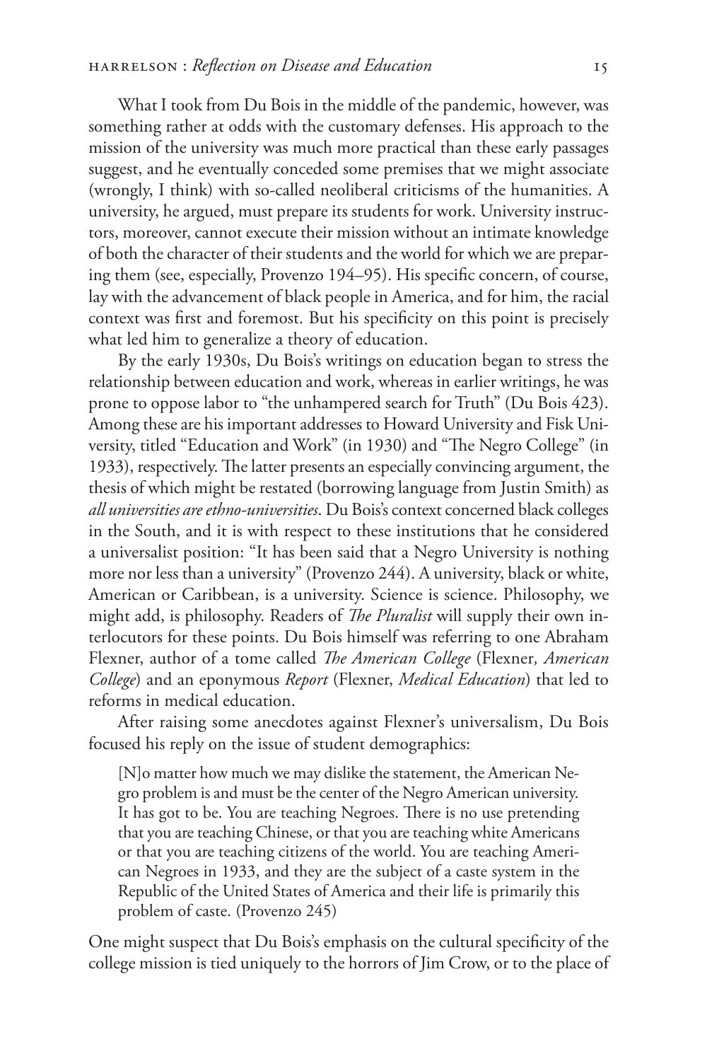What I took from Du Bois in the middle of the pandemic, however, was something rather at odds with the customary defenses. His approach to the mission of the university was much more practical than these early passages suggest, and he eventually conceded some premises that we might associate (wrongly, I think) with so-called neoliberal criticisms of the humanities. A university, he argued, must prepare its students for work. University instructors, moreover, cannot execute their mission without an intimate knowledge of both the character of their students and the world for which we are preparing them (see, especially, Provenzo 194–95). His specific concern, of course, lay with the advancement of black people in America, and for him, the racial context was first and foremost. But his specificity on this point is precisely what led him to generalize a theory of education.

By the early 1930s, Du Bois's writings on education began to stress the relationship between education and work, whereas in earlier writings, he was prone to oppose labor to "the unhampered search for Truth" (Du Bois 423). Among these are his important addresses to Howard University and Fisk University, titled "Education and Work" (in 1930) and "The Negro College" (in 1933), respectively. The latter presents an especially convincing argument, the thesis of which might be restated (borrowing language from Justin Smith) as *all universities are ethno-universities*. Du Bois's context concerned black colleges in the South, and it is with respect to these institutions that he considered a universalist position: "It has been said that a Negro University is nothing more nor less than a university" (Provenzo 244). A university, black or white, American or Caribbean, is a university. Science is science. Philosophy, we might add, is philosophy. Readers of *The Pluralist* will supply their own interlocutors for these points. Du Bois himself was referring to one Abraham Flexner, author of a tome called *The American College* (Flexner, *American College*) and an eponymous *Report* (Flexner, *Medical Education*) that led to reforms in medical education.

After raising some anecdotes against Flexner's universalism, Du Bois focused his reply on the issue of student demographics:

> [N]o matter how much we may dislike the statement, the American Negro problem is and must be the center of the Negro American university. It has got to be. You are teaching Negroes. There is no use pretending that you are teaching Chinese, or that you are teaching white Americans or that you are teaching citizens of the world. You are teaching American Negroes in 1933, and they are the subject of a caste system in the Republic of the United States of America and their life is primarily this problem of caste. (Provenzo 245)

One might suspect that Du Bois's emphasis on the cultural specificity of the college mission is tied uniquely to the horrors of Jim Crow, or to the place of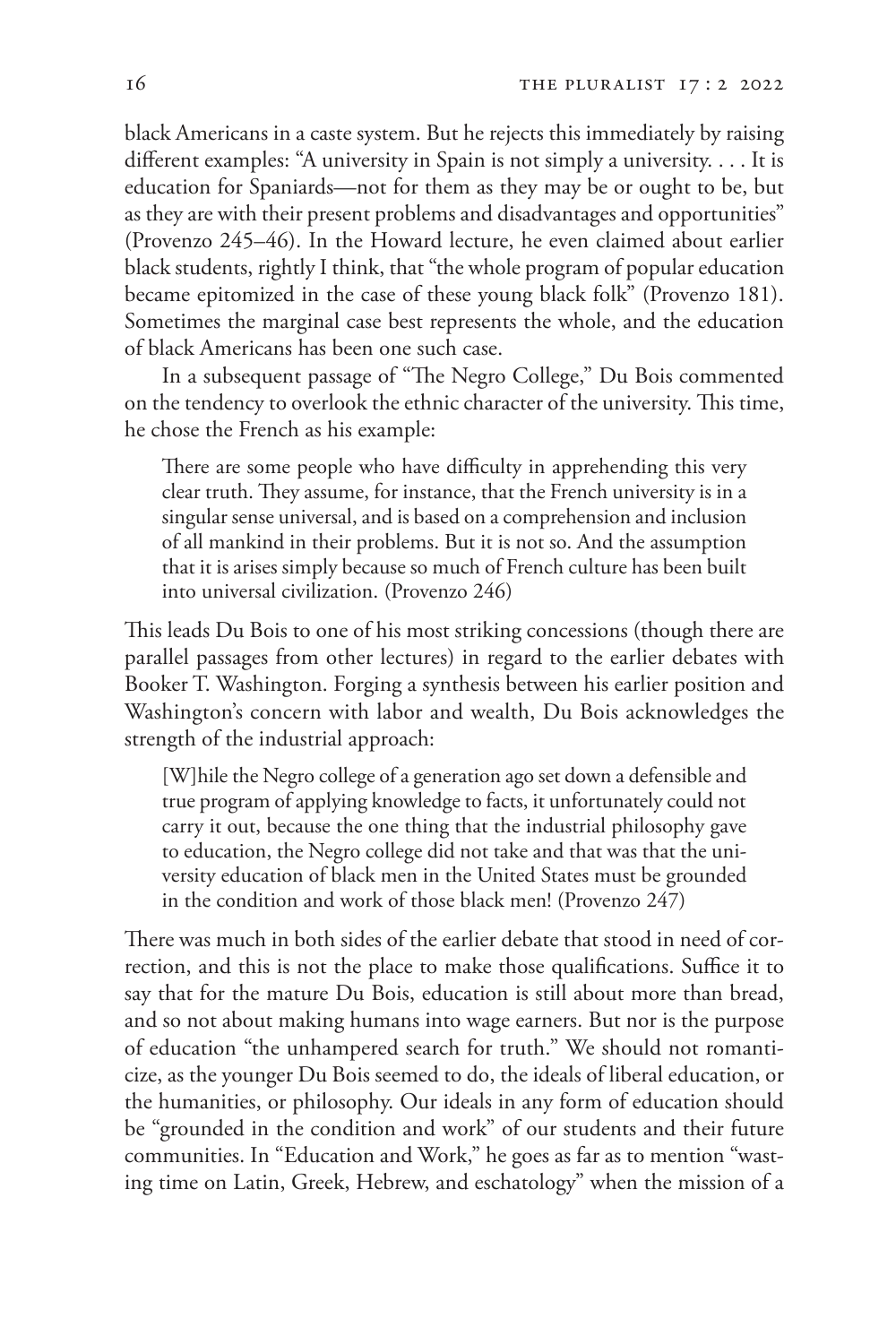black Americans in a caste system. But he rejects this immediately by raising different examples: "A university in Spain is not simply a university. . . . It is education for Spaniards—not for them as they may be or ought to be, but as they are with their present problems and disadvantages and opportunities" (Provenzo 245–46). In the Howard lecture, he even claimed about earlier black students, rightly I think, that "the whole program of popular education became epitomized in the case of these young black folk" (Provenzo 181). Sometimes the marginal case best represents the whole, and the education of black Americans has been one such case.

In a subsequent passage of "The Negro College," Du Bois commented on the tendency to overlook the ethnic character of the university. This time, he chose the French as his example:

> There are some people who have difficulty in apprehending this very clear truth. They assume, for instance, that the French university is in a singular sense universal, and is based on a comprehension and inclusion of all mankind in their problems. But it is not so. And the assumption that it is arises simply because so much of French culture has been built into universal civilization. (Provenzo 246)

This leads Du Bois to one of his most striking concessions (though there are parallel passages from other lectures) in regard to the earlier debates with Booker T. Washington. Forging a synthesis between his earlier position and Washington's concern with labor and wealth, Du Bois acknowledges the strength of the industrial approach:

> [W]hile the Negro college of a generation ago set down a defensible and true program of applying knowledge to facts, it unfortunately could not carry it out, because the one thing that the industrial philosophy gave to education, the Negro college did not take and that was that the university education of black men in the United States must be grounded in the condition and work of those black men! (Provenzo 247)

There was much in both sides of the earlier debate that stood in need of correction, and this is not the place to make those qualifications. Suffice it to say that for the mature Du Bois, education is still about more than bread, and so not about making humans into wage earners. But nor is the purpose of education "the unhampered search for truth." We should not romanticize, as the younger Du Bois seemed to do, the ideals of liberal education, or the humanities, or philosophy. Our ideals in any form of education should be "grounded in the condition and work" of our students and their future communities. In "Education and Work," he goes as far as to mention "wasting time on Latin, Greek, Hebrew, and eschatology" when the mission of a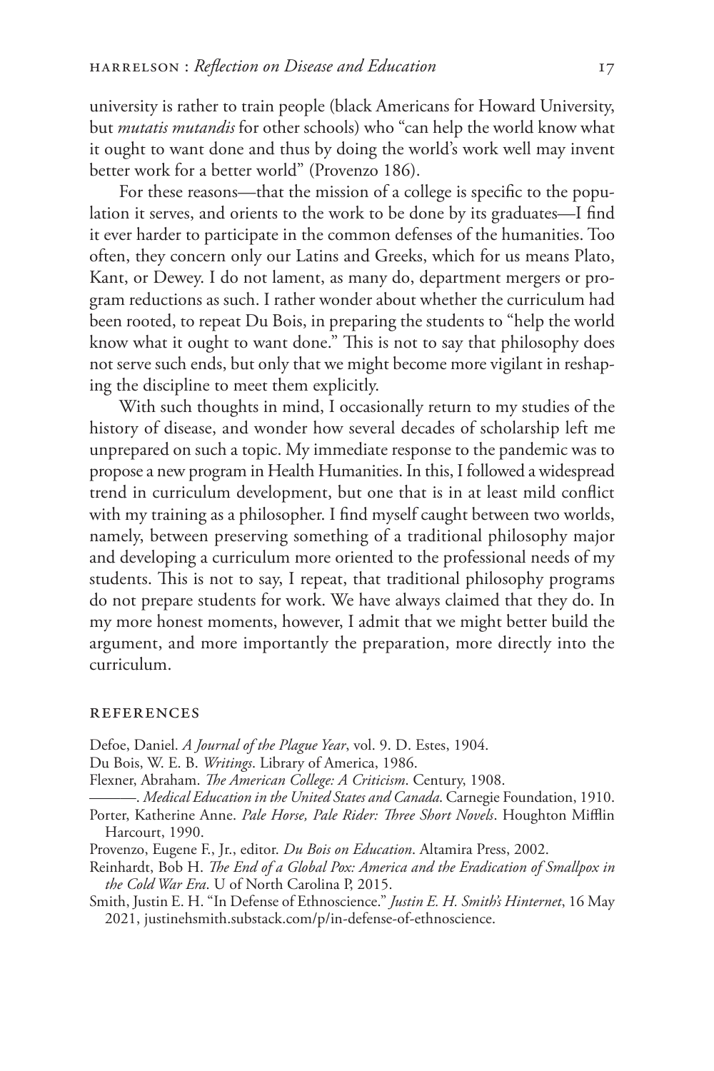university is rather to train people (black Americans for Howard University, but *mutatis mutandis* for other schools) who "can help the world know what it ought to want done and thus by doing the world's work well may invent better work for a better world" (Provenzo 186).

For these reasons—that the mission of a college is specific to the population it serves, and orients to the work to be done by its graduates—I find it ever harder to participate in the common defenses of the humanities. Too often, they concern only our Latins and Greeks, which for us means Plato, Kant, or Dewey. I do not lament, as many do, department mergers or program reductions as such. I rather wonder about whether the curriculum had been rooted, to repeat Du Bois, in preparing the students to "help the world know what it ought to want done." This is not to say that philosophy does not serve such ends, but only that we might become more vigilant in reshaping the discipline to meet them explicitly.

With such thoughts in mind, I occasionally return to my studies of the history of disease, and wonder how several decades of scholarship left me unprepared on such a topic. My immediate response to the pandemic was to propose a new program in Health Humanities. In this, I followed a widespread trend in curriculum development, but one that is in at least mild conflict with my training as a philosopher. I find myself caught between two worlds, namely, between preserving something of a traditional philosophy major and developing a curriculum more oriented to the professional needs of my students. This is not to say, I repeat, that traditional philosophy programs do not prepare students for work. We have always claimed that they do. In my more honest moments, however, I admit that we might better build the argument, and more importantly the preparation, more directly into the curriculum.

## References

Defoe, Daniel. *A Journal of the Plague Year*, vol. 9. D. Estes, 1904.

Du Bois, W. E. B. *Writings*. Library of America, 1986.

Flexner, Abraham. *The American College: A Criticism*. Century, 1908.

———. *Medical Education in the United States and Canada*. Carnegie Foundation, 1910.

Porter, Katherine Anne. *Pale Horse, Pale Rider: Three Short Novels*. Houghton Mifflin Harcourt, 1990.

Provenzo, Eugene F., Jr., editor. *Du Bois on Education*. Altamira Press, 2002.

Reinhardt, Bob H. *The End of a Global Pox: America and the Eradication of Smallpox in the Cold War Era*. U of North Carolina P, 2015.

Smith, Justin E. H. "In Defense of Ethnoscience." *Justin E. H. Smith's Hinternet*, 16 May 2021, justinehsmith.substack.com/p/in-defense-of-ethnoscience.